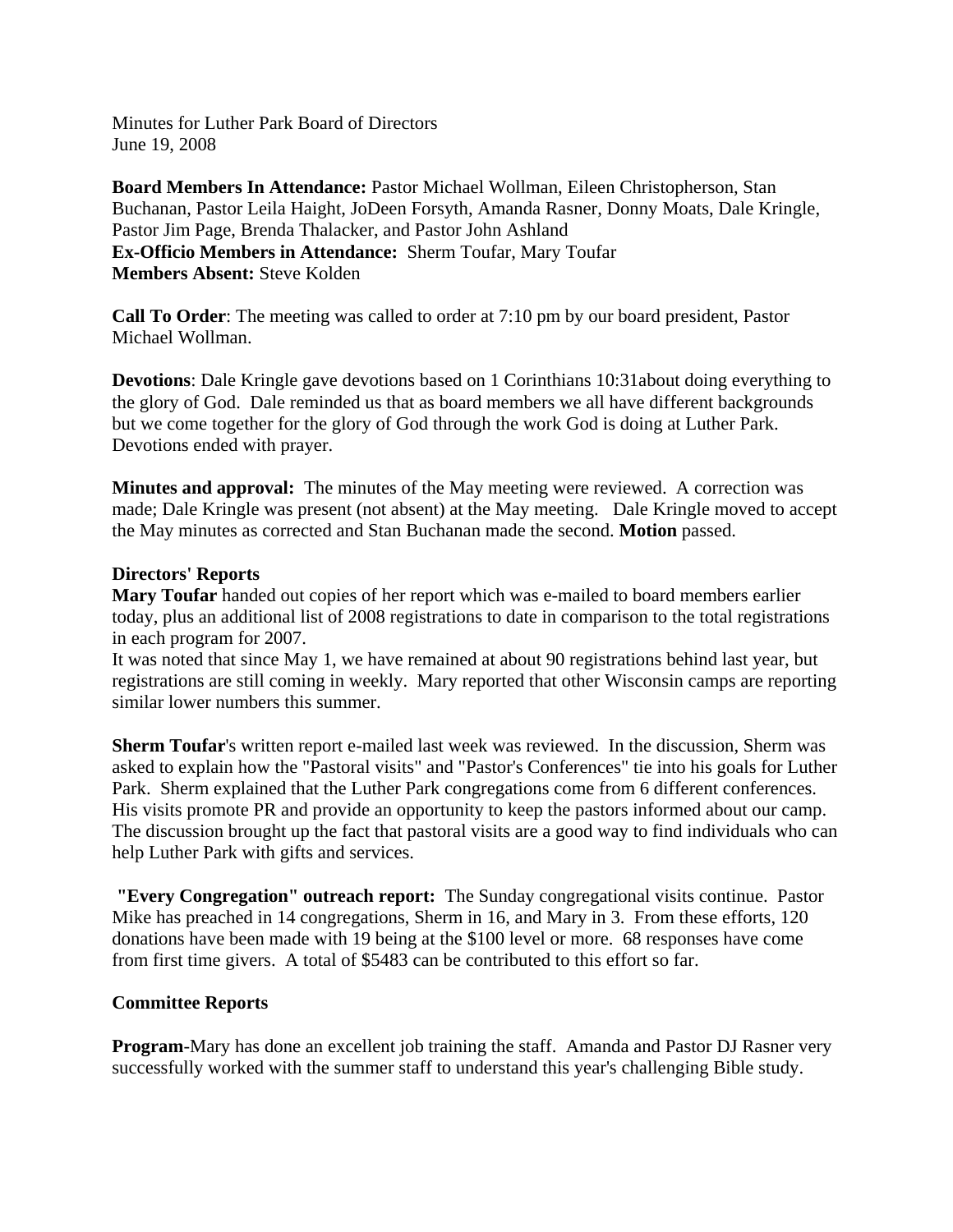Minutes for Luther Park Board of Directors
June 19, 2008

**Board Members In Attendance:** Pastor Michael Wollman, Eileen Christopherson, Stan Buchanan, Pastor Leila Haight, JoDeen Forsyth, Amanda Rasner, Donny Moats, Dale Kringle, Pastor Jim Page, Brenda Thalacker, and Pastor John Ashland
**Ex-Officio Members in Attendance:** Sherm Toufar, Mary Toufar
**Members Absent:** Steve Kolden

**Call To Order**: The meeting was called to order at 7:10 pm by our board president, Pastor Michael Wollman.

**Devotions**: Dale Kringle gave devotions based on 1 Corinthians 10:31about doing everything to the glory of God. Dale reminded us that as board members we all have different backgrounds but we come together for the glory of God through the work God is doing at Luther Park. Devotions ended with prayer.

**Minutes and approval:** The minutes of the May meeting were reviewed. A correction was made; Dale Kringle was present (not absent) at the May meeting. Dale Kringle moved to accept the May minutes as corrected and Stan Buchanan made the second. **Motion** passed.

**Directors' Reports**

**Mary Toufar** handed out copies of her report which was e-mailed to board members earlier today, plus an additional list of 2008 registrations to date in comparison to the total registrations in each program for 2007.

It was noted that since May 1, we have remained at about 90 registrations behind last year, but registrations are still coming in weekly. Mary reported that other Wisconsin camps are reporting similar lower numbers this summer.

**Sherm Toufar**'s written report e-mailed last week was reviewed. In the discussion, Sherm was asked to explain how the "Pastoral visits" and "Pastor's Conferences" tie into his goals for Luther Park. Sherm explained that the Luther Park congregations come from 6 different conferences. His visits promote PR and provide an opportunity to keep the pastors informed about our camp. The discussion brought up the fact that pastoral visits are a good way to find individuals who can help Luther Park with gifts and services.

**"Every Congregation" outreach report:** The Sunday congregational visits continue. Pastor Mike has preached in 14 congregations, Sherm in 16, and Mary in 3. From these efforts, 120 donations have been made with 19 being at the $100 level or more. 68 responses have come from first time givers. A total of $5483 can be contributed to this effort so far.

**Committee Reports**

**Program**-Mary has done an excellent job training the staff. Amanda and Pastor DJ Rasner very successfully worked with the summer staff to understand this year's challenging Bible study.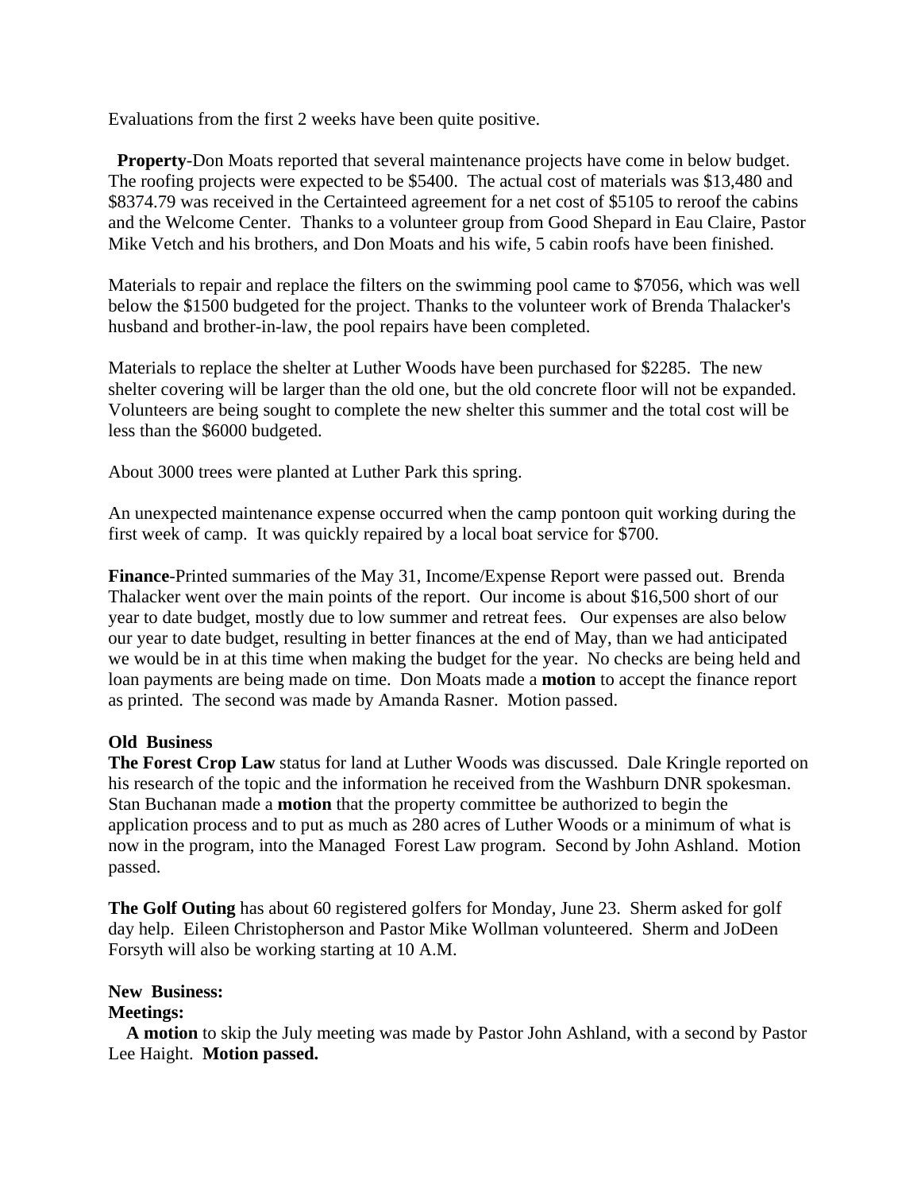Evaluations from the first 2 weeks have been quite positive.

**Property**-Don Moats reported that several maintenance projects have come in below budget. The roofing projects were expected to be $5400. The actual cost of materials was $13,480 and $8374.79 was received in the Certainteed agreement for a net cost of $5105 to reroof the cabins and the Welcome Center. Thanks to a volunteer group from Good Shepard in Eau Claire, Pastor Mike Vetch and his brothers, and Don Moats and his wife, 5 cabin roofs have been finished.

Materials to repair and replace the filters on the swimming pool came to $7056, which was well below the $1500 budgeted for the project. Thanks to the volunteer work of Brenda Thalacker's husband and brother-in-law, the pool repairs have been completed.

Materials to replace the shelter at Luther Woods have been purchased for $2285. The new shelter covering will be larger than the old one, but the old concrete floor will not be expanded. Volunteers are being sought to complete the new shelter this summer and the total cost will be less than the $6000 budgeted.

About 3000 trees were planted at Luther Park this spring.

An unexpected maintenance expense occurred when the camp pontoon quit working during the first week of camp. It was quickly repaired by a local boat service for $700.

**Finance**-Printed summaries of the May 31, Income/Expense Report were passed out. Brenda Thalacker went over the main points of the report. Our income is about $16,500 short of our year to date budget, mostly due to low summer and retreat fees. Our expenses are also below our year to date budget, resulting in better finances at the end of May, than we had anticipated we would be in at this time when making the budget for the year. No checks are being held and loan payments are being made on time. Don Moats made a **motion** to accept the finance report as printed. The second was made by Amanda Rasner. Motion passed.

**Old Business**

**The Forest Crop Law** status for land at Luther Woods was discussed. Dale Kringle reported on his research of the topic and the information he received from the Washburn DNR spokesman. Stan Buchanan made a **motion** that the property committee be authorized to begin the application process and to put as much as 280 acres of Luther Woods or a minimum of what is now in the program, into the Managed Forest Law program. Second by John Ashland. Motion passed.

**The Golf Outing** has about 60 registered golfers for Monday, June 23. Sherm asked for golf day help. Eileen Christopherson and Pastor Mike Wollman volunteered. Sherm and JoDeen Forsyth will also be working starting at 10 A.M.

**New Business:**

**Meetings:**

**A motion** to skip the July meeting was made by Pastor John Ashland, with a second by Pastor Lee Haight. **Motion passed.**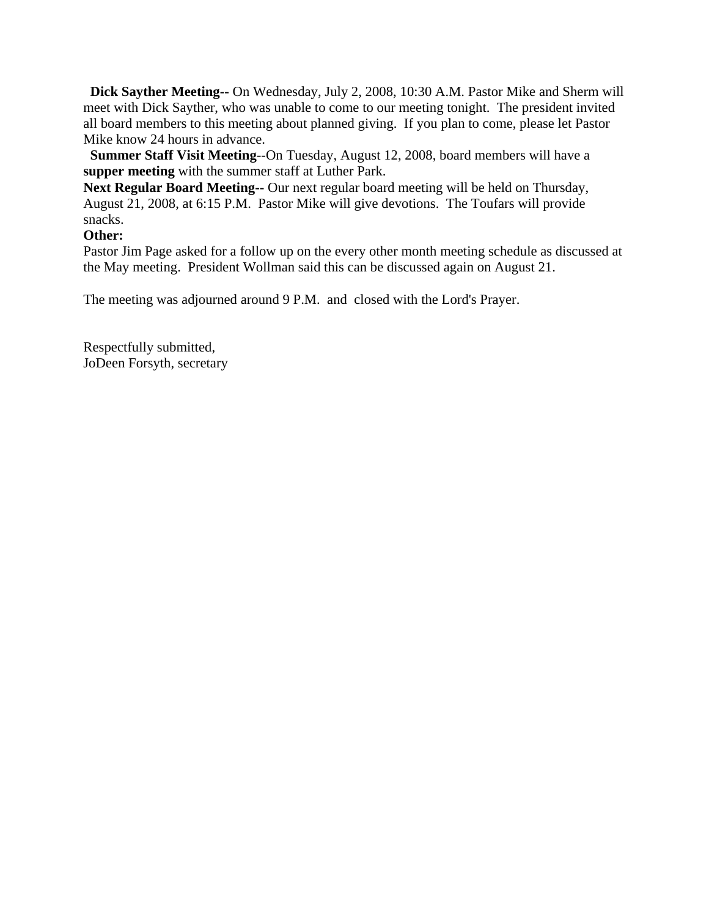**Dick Sayther Meeting--** On Wednesday, July 2, 2008, 10:30 A.M. Pastor Mike and Sherm will meet with Dick Sayther, who was unable to come to our meeting tonight. The president invited all board members to this meeting about planned giving. If you plan to come, please let Pastor Mike know 24 hours in advance.

**Summer Staff Visit Meeting**--On Tuesday, August 12, 2008, board members will have a **supper meeting** with the summer staff at Luther Park.

**Next Regular Board Meeting--** Our next regular board meeting will be held on Thursday, August 21, 2008, at 6:15 P.M. Pastor Mike will give devotions. The Toufars will provide snacks.

**Other:**

Pastor Jim Page asked for a follow up on the every other month meeting schedule as discussed at the May meeting. President Wollman said this can be discussed again on August 21.

The meeting was adjourned around 9 P.M. and closed with the Lord's Prayer.

Respectfully submitted,
JoDeen Forsyth, secretary